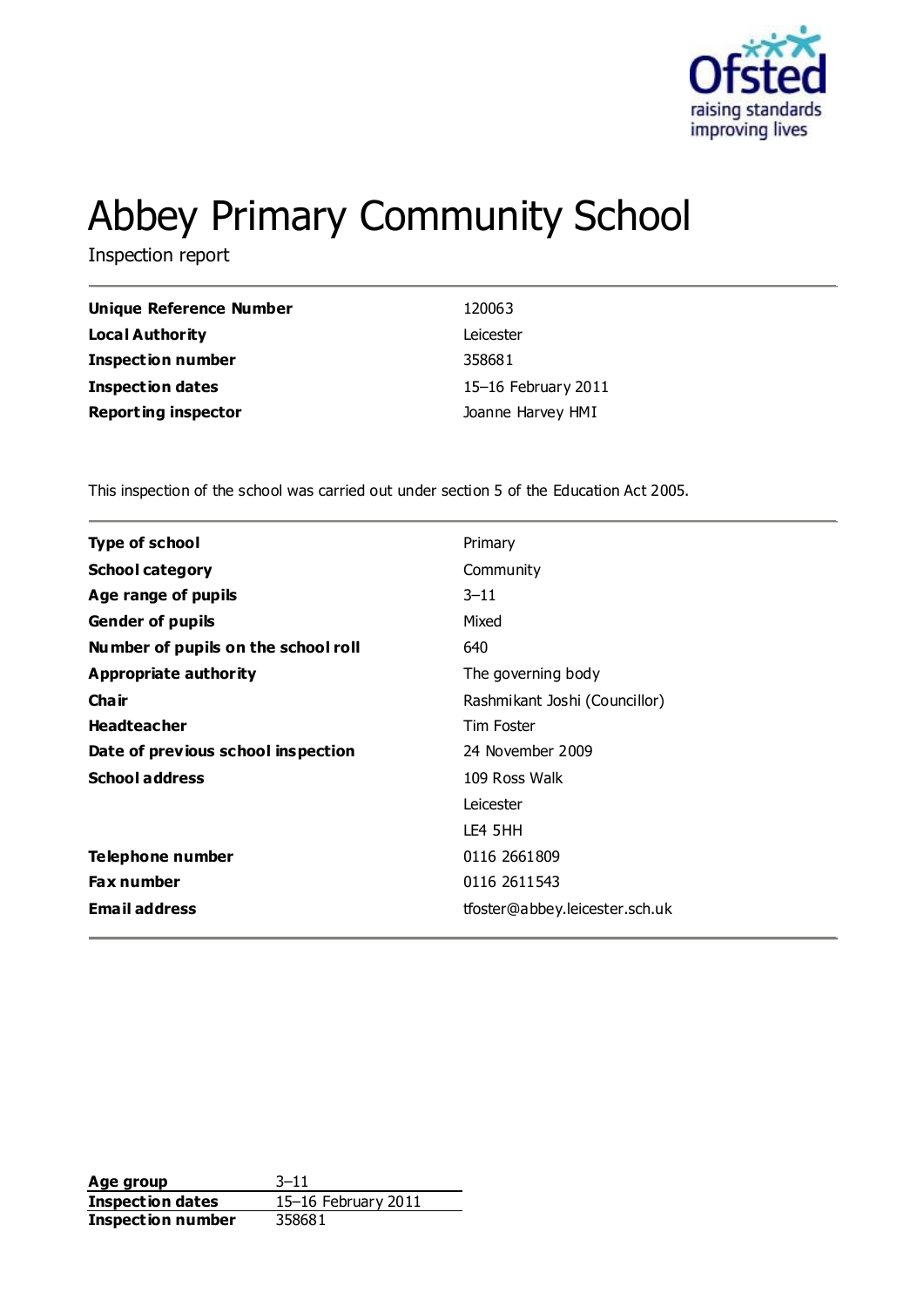# Abbey Primary Community School

Inspection report

| | |
|---|---|
| **Unique Reference Number** | 120063 |
| **Local Authority** | Leicester |
| **Inspection number** | 358681 |
| **Inspection dates** | 15–16 February 2011 |
| **Reporting inspector** | Joanne Harvey HMI |

This inspection of the school was carried out under section 5 of the Education Act 2005.

| | |
|---|---|
| **Type of school** | Primary |
| **School category** | Community |
| **Age range of pupils** | 3–11 |
| **Gender of pupils** | Mixed |
| **Number of pupils on the school roll** | 640 |
| **Appropriate authority** | The governing body |
| **Chair** | Rashmikant Joshi (Councillor) |
| **Headteacher** | Tim Foster |
| **Date of previous school inspection** | 24 November 2009 |
| **School address** | 109 Ross Walk |
| | Leicester |
| | LE4 5HH |
| **Telephone number** | 0116 2661809 |
| **Fax number** | 0116 2611543 |
| **Email address** | tfoster@abbey.leicester.sch.uk |

| | |
|---|---|
| **Age group** | 3–11 |
| **Inspection dates** | 15–16 February 2011 |
| **Inspection number** | 358681 |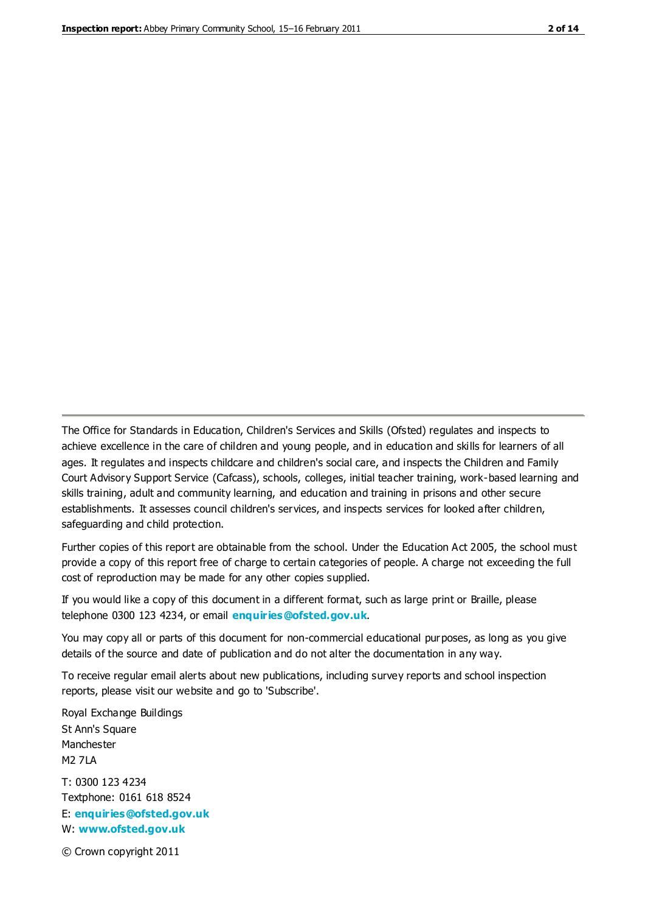The Office for Standards in Education, Children's Services and Skills (Ofsted) regulates and inspects to achieve excellence in the care of children and young people, and in education and skills for learners of all ages. It regulates and inspects childcare and children's social care, and inspects the Children and Family Court Advisory Support Service (Cafcass), schools, colleges, initial teacher training, work-based learning and skills training, adult and community learning, and education and training in prisons and other secure establishments. It assesses council children's services, and inspects services for looked after children, safeguarding and child protection.

Further copies of this report are obtainable from the school. Under the Education Act 2005, the school must provide a copy of this report free of charge to certain categories of people. A charge not exceeding the full cost of reproduction may be made for any other copies supplied.

If you would like a copy of this document in a different format, such as large print or Braille, please telephone 0300 123 4234, or email **enquiries@ofsted.gov.uk**.

You may copy all or parts of this document for non-commercial educational purposes, as long as you give details of the source and date of publication and do not alter the documentation in any way.

To receive regular email alerts about new publications, including survey reports and school inspection reports, please visit our website and go to 'Subscribe'.

Royal Exchange Buildings
St Ann's Square
Manchester
M2 7LA

T: 0300 123 4234
Textphone: 0161 618 8524
E: **enquiries@ofsted.gov.uk**
W: **www.ofsted.gov.uk**

© Crown copyright 2011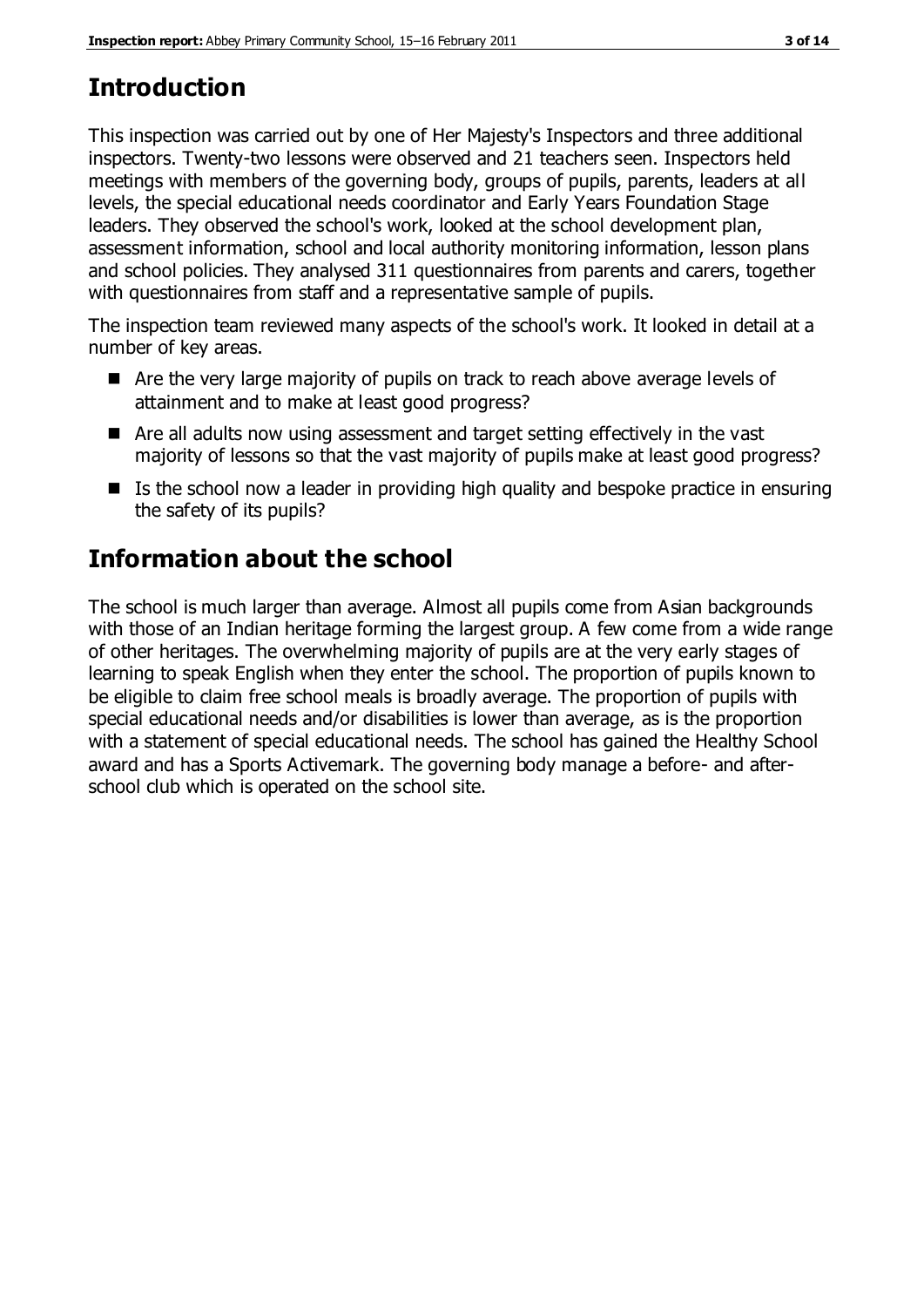## Introduction

This inspection was carried out by one of Her Majesty's Inspectors and three additional inspectors. Twenty-two lessons were observed and 21 teachers seen. Inspectors held meetings with members of the governing body, groups of pupils, parents, leaders at all levels, the special educational needs coordinator and Early Years Foundation Stage leaders. They observed the school's work, looked at the school development plan, assessment information, school and local authority monitoring information, lesson plans and school policies. They analysed 311 questionnaires from parents and carers, together with questionnaires from staff and a representative sample of pupils.

The inspection team reviewed many aspects of the school's work. It looked in detail at a number of key areas.

- Are the very large majority of pupils on track to reach above average levels of attainment and to make at least good progress?
- Are all adults now using assessment and target setting effectively in the vast majority of lessons so that the vast majority of pupils make at least good progress?
- Is the school now a leader in providing high quality and bespoke practice in ensuring the safety of its pupils?

## Information about the school

The school is much larger than average. Almost all pupils come from Asian backgrounds with those of an Indian heritage forming the largest group. A few come from a wide range of other heritages. The overwhelming majority of pupils are at the very early stages of learning to speak English when they enter the school. The proportion of pupils known to be eligible to claim free school meals is broadly average. The proportion of pupils with special educational needs and/or disabilities is lower than average, as is the proportion with a statement of special educational needs. The school has gained the Healthy School award and has a Sports Activemark. The governing body manage a before- and after-school club which is operated on the school site.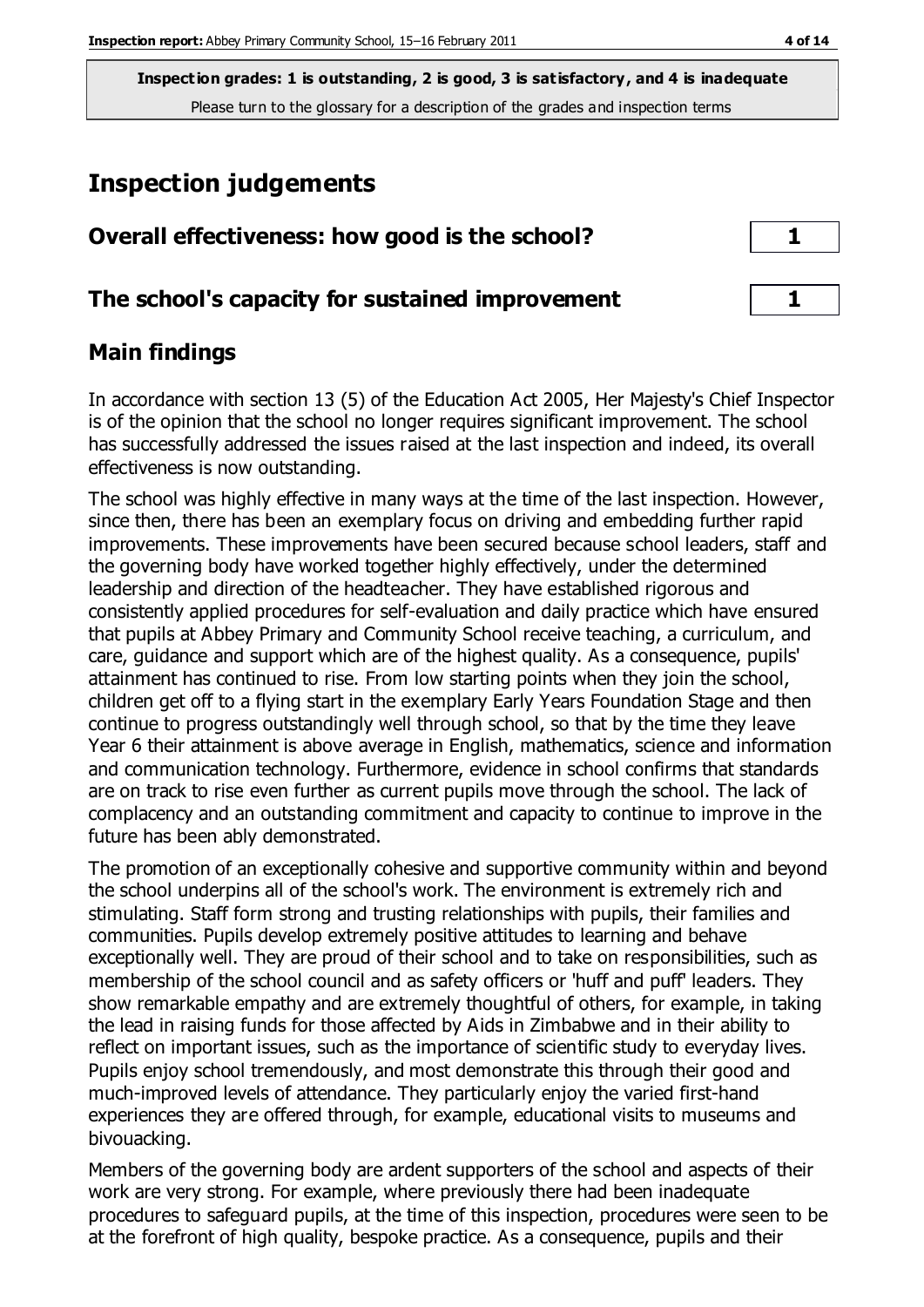**Inspection grades: 1 is outstanding, 2 is good, 3 is satisfactory, and 4 is inadequate**
Please turn to the glossary for a description of the grades and inspection terms

# Inspection judgements

| Overall effectiveness: how good is the school? | 1 |
|---|---|
| **The school's capacity for sustained improvement** | **1** |

## Main findings

In accordance with section 13 (5) of the Education Act 2005, Her Majesty's Chief Inspector is of the opinion that the school no longer requires significant improvement. The school has successfully addressed the issues raised at the last inspection and indeed, its overall effectiveness is now outstanding.

The school was highly effective in many ways at the time of the last inspection. However, since then, there has been an exemplary focus on driving and embedding further rapid improvements. These improvements have been secured because school leaders, staff and the governing body have worked together highly effectively, under the determined leadership and direction of the headteacher. They have established rigorous and consistently applied procedures for self-evaluation and daily practice which have ensured that pupils at Abbey Primary and Community School receive teaching, a curriculum, and care, guidance and support which are of the highest quality. As a consequence, pupils' attainment has continued to rise. From low starting points when they join the school, children get off to a flying start in the exemplary Early Years Foundation Stage and then continue to progress outstandingly well through school, so that by the time they leave Year 6 their attainment is above average in English, mathematics, science and information and communication technology. Furthermore, evidence in school confirms that standards are on track to rise even further as current pupils move through the school. The lack of complacency and an outstanding commitment and capacity to continue to improve in the future has been ably demonstrated.

The promotion of an exceptionally cohesive and supportive community within and beyond the school underpins all of the school's work. The environment is extremely rich and stimulating. Staff form strong and trusting relationships with pupils, their families and communities. Pupils develop extremely positive attitudes to learning and behave exceptionally well. They are proud of their school and to take on responsibilities, such as membership of the school council and as safety officers or 'huff and puff' leaders. They show remarkable empathy and are extremely thoughtful of others, for example, in taking the lead in raising funds for those affected by Aids in Zimbabwe and in their ability to reflect on important issues, such as the importance of scientific study to everyday lives. Pupils enjoy school tremendously, and most demonstrate this through their good and much-improved levels of attendance. They particularly enjoy the varied first-hand experiences they are offered through, for example, educational visits to museums and bivouacking.

Members of the governing body are ardent supporters of the school and aspects of their work are very strong. For example, where previously there had been inadequate procedures to safeguard pupils, at the time of this inspection, procedures were seen to be at the forefront of high quality, bespoke practice. As a consequence, pupils and their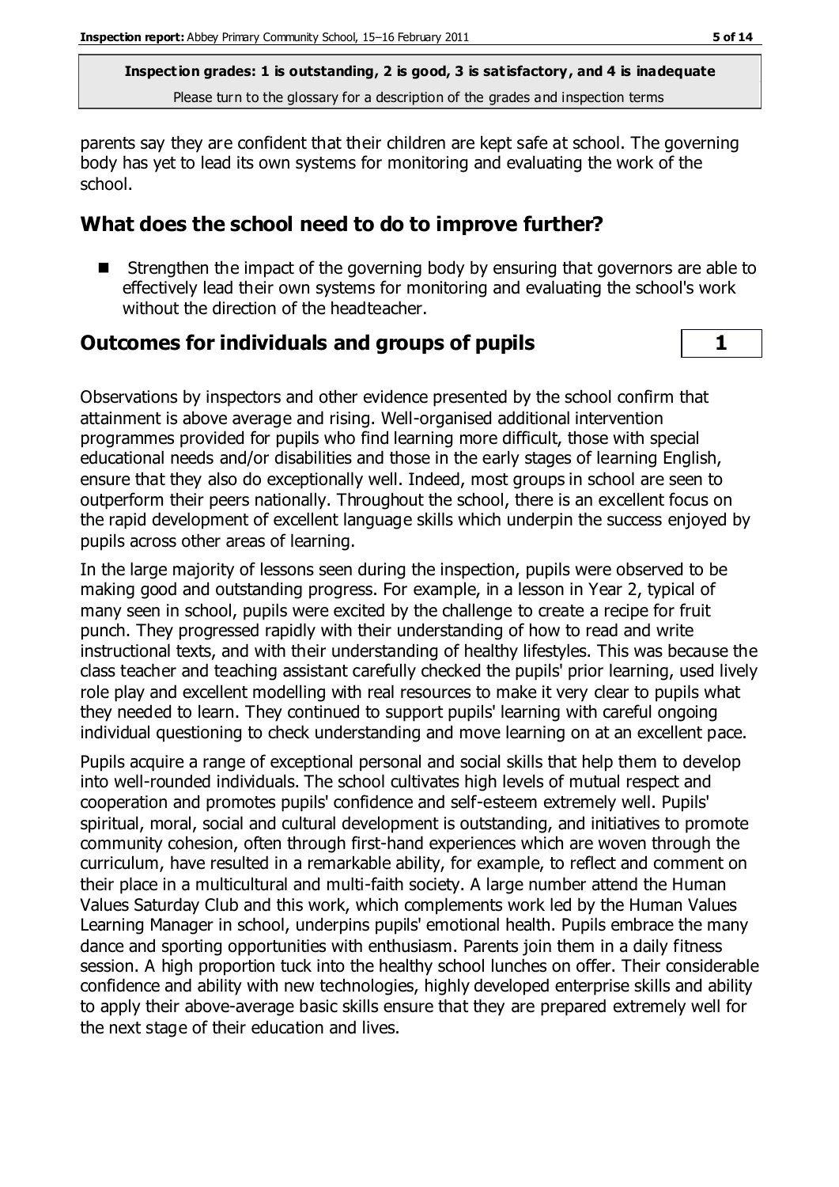parents say they are confident that their children are kept safe at school. The governing body has yet to lead its own systems for monitoring and evaluating the work of the school.

## What does the school need to do to improve further?

- Strengthen the impact of the governing body by ensuring that governors are able to effectively lead their own systems for monitoring and evaluating the school's work without the direction of the headteacher.

## Outcomes for individuals and groups of pupils | 1

Observations by inspectors and other evidence presented by the school confirm that attainment is above average and rising. Well-organised additional intervention programmes provided for pupils who find learning more difficult, those with special educational needs and/or disabilities and those in the early stages of learning English, ensure that they also do exceptionally well. Indeed, most groups in school are seen to outperform their peers nationally. Throughout the school, there is an excellent focus on the rapid development of excellent language skills which underpin the success enjoyed by pupils across other areas of learning.

In the large majority of lessons seen during the inspection, pupils were observed to be making good and outstanding progress. For example, in a lesson in Year 2, typical of many seen in school, pupils were excited by the challenge to create a recipe for fruit punch. They progressed rapidly with their understanding of how to read and write instructional texts, and with their understanding of healthy lifestyles. This was because the class teacher and teaching assistant carefully checked the pupils' prior learning, used lively role play and excellent modelling with real resources to make it very clear to pupils what they needed to learn. They continued to support pupils' learning with careful ongoing individual questioning to check understanding and move learning on at an excellent pace.

Pupils acquire a range of exceptional personal and social skills that help them to develop into well-rounded individuals. The school cultivates high levels of mutual respect and cooperation and promotes pupils' confidence and self-esteem extremely well. Pupils' spiritual, moral, social and cultural development is outstanding, and initiatives to promote community cohesion, often through first-hand experiences which are woven through the curriculum, have resulted in a remarkable ability, for example, to reflect and comment on their place in a multicultural and multi-faith society. A large number attend the Human Values Saturday Club and this work, which complements work led by the Human Values Learning Manager in school, underpins pupils' emotional health. Pupils embrace the many dance and sporting opportunities with enthusiasm. Parents join them in a daily fitness session. A high proportion tuck into the healthy school lunches on offer. Their considerable confidence and ability with new technologies, highly developed enterprise skills and ability to apply their above-average basic skills ensure that they are prepared extremely well for the next stage of their education and lives.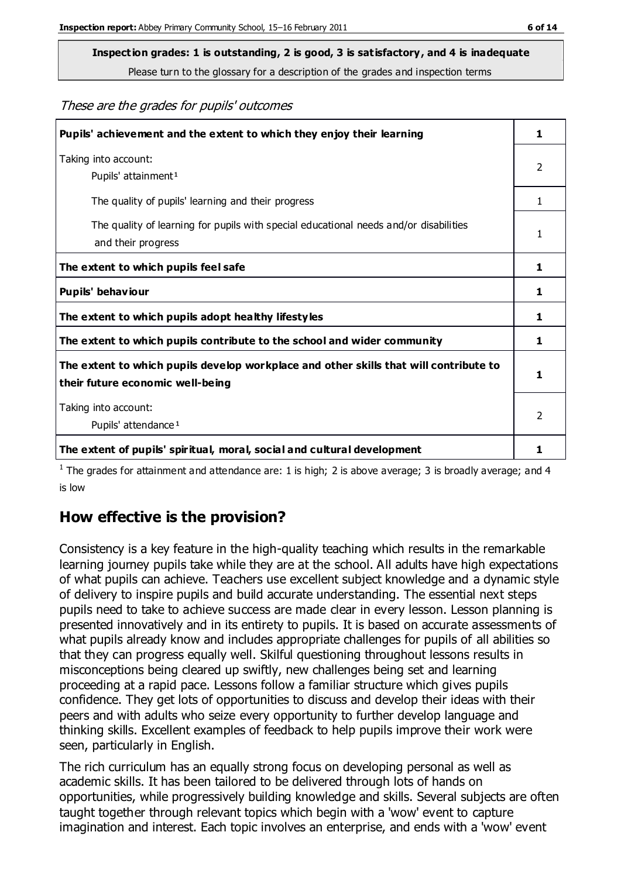**Inspection grades: 1 is outstanding, 2 is good, 3 is satisfactory, and 4 is inadequate**

Please turn to the glossary for a description of the grades and inspection terms

*These are the grades for pupils' outcomes*

| | |
|---|---|
| **Pupils' achievement and the extent to which they enjoy their learning** | **1** |
| Taking into account: Pupils' attainment[1] | 2 |
| The quality of pupils' learning and their progress | 1 |
| The quality of learning for pupils with special educational needs and/or disabilities and their progress | 1 |
| **The extent to which pupils feel safe** | **1** |
| **Pupils' behaviour** | **1** |
| **The extent to which pupils adopt healthy lifestyles** | **1** |
| **The extent to which pupils contribute to the school and wider community** | **1** |
| **The extent to which pupils develop workplace and other skills that will contribute to their future economic well-being** | **1** |
| Taking into account: Pupils' attendance[1] | 2 |
| **The extent of pupils' spiritual, moral, social and cultural development** | **1** |

[1] The grades for attainment and attendance are: 1 is high; 2 is above average; 3 is broadly average; and 4 is low

## How effective is the provision?

Consistency is a key feature in the high-quality teaching which results in the remarkable learning journey pupils take while they are at the school. All adults have high expectations of what pupils can achieve. Teachers use excellent subject knowledge and a dynamic style of delivery to inspire pupils and build accurate understanding. The essential next steps pupils need to take to achieve success are made clear in every lesson. Lesson planning is presented innovatively and in its entirety to pupils. It is based on accurate assessments of what pupils already know and includes appropriate challenges for pupils of all abilities so that they can progress equally well. Skilful questioning throughout lessons results in misconceptions being cleared up swiftly, new challenges being set and learning proceeding at a rapid pace. Lessons follow a familiar structure which gives pupils confidence. They get lots of opportunities to discuss and develop their ideas with their peers and with adults who seize every opportunity to further develop language and thinking skills. Excellent examples of feedback to help pupils improve their work were seen, particularly in English.

The rich curriculum has an equally strong focus on developing personal as well as academic skills. It has been tailored to be delivered through lots of hands on opportunities, while progressively building knowledge and skills. Several subjects are often taught together through relevant topics which begin with a 'wow' event to capture imagination and interest. Each topic involves an enterprise, and ends with a 'wow' event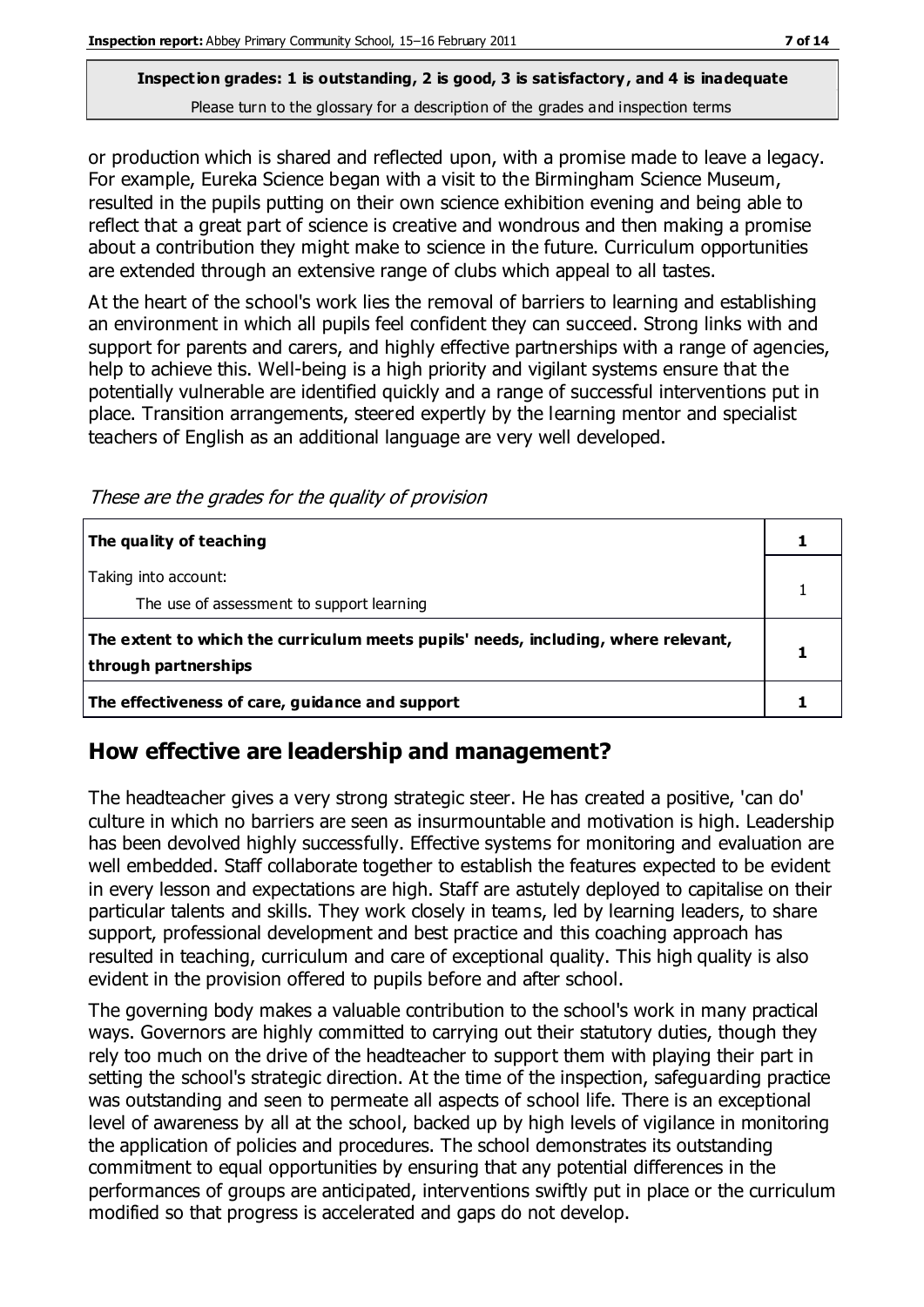or production which is shared and reflected upon, with a promise made to leave a legacy. For example, Eureka Science began with a visit to the Birmingham Science Museum, resulted in the pupils putting on their own science exhibition evening and being able to reflect that a great part of science is creative and wondrous and then making a promise about a contribution they might make to science in the future. Curriculum opportunities are extended through an extensive range of clubs which appeal to all tastes.

At the heart of the school's work lies the removal of barriers to learning and establishing an environment in which all pupils feel confident they can succeed. Strong links with and support for parents and carers, and highly effective partnerships with a range of agencies, help to achieve this. Well-being is a high priority and vigilant systems ensure that the potentially vulnerable are identified quickly and a range of successful interventions put in place. Transition arrangements, steered expertly by the learning mentor and specialist teachers of English as an additional language are very well developed.

*These are the grades for the quality of provision*

| | |
|---|---|
| **The quality of teaching** | **1** |
| Taking into account:<br>The use of assessment to support learning | 1 |
| **The extent to which the curriculum meets pupils' needs, including, where relevant, through partnerships** | **1** |
| **The effectiveness of care, guidance and support** | **1** |

## How effective are leadership and management?

The headteacher gives a very strong strategic steer. He has created a positive, 'can do' culture in which no barriers are seen as insurmountable and motivation is high. Leadership has been devolved highly successfully. Effective systems for monitoring and evaluation are well embedded. Staff collaborate together to establish the features expected to be evident in every lesson and expectations are high. Staff are astutely deployed to capitalise on their particular talents and skills. They work closely in teams, led by learning leaders, to share support, professional development and best practice and this coaching approach has resulted in teaching, curriculum and care of exceptional quality. This high quality is also evident in the provision offered to pupils before and after school.

The governing body makes a valuable contribution to the school's work in many practical ways. Governors are highly committed to carrying out their statutory duties, though they rely too much on the drive of the headteacher to support them with playing their part in setting the school's strategic direction. At the time of the inspection, safeguarding practice was outstanding and seen to permeate all aspects of school life. There is an exceptional level of awareness by all at the school, backed up by high levels of vigilance in monitoring the application of policies and procedures. The school demonstrates its outstanding commitment to equal opportunities by ensuring that any potential differences in the performances of groups are anticipated, interventions swiftly put in place or the curriculum modified so that progress is accelerated and gaps do not develop.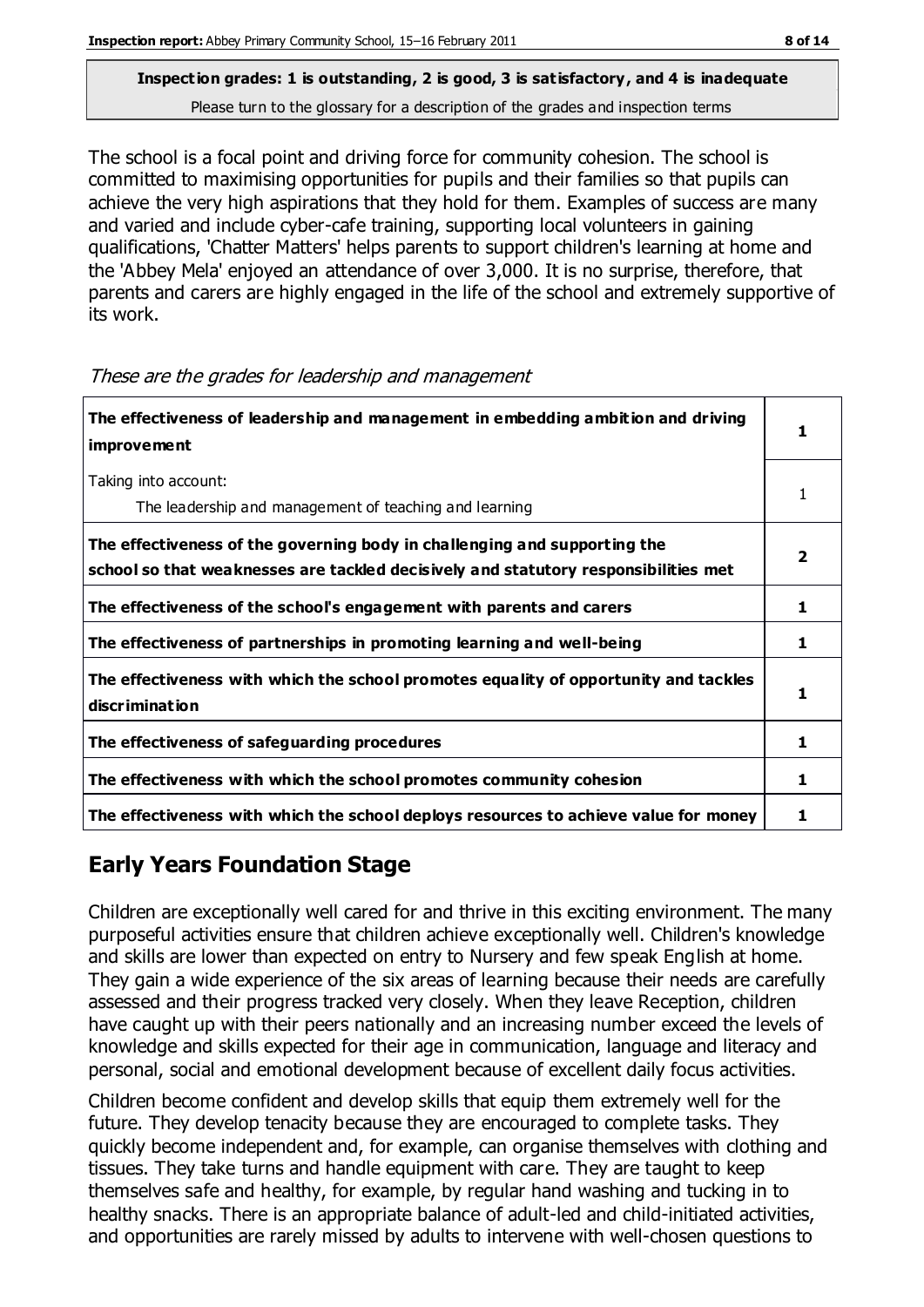**Inspection grades: 1 is outstanding, 2 is good, 3 is satisfactory, and 4 is inadequate**
Please turn to the glossary for a description of the grades and inspection terms

The school is a focal point and driving force for community cohesion. The school is committed to maximising opportunities for pupils and their families so that pupils can achieve the very high aspirations that they hold for them. Examples of success are many and varied and include cyber-cafe training, supporting local volunteers in gaining qualifications, 'Chatter Matters' helps parents to support children's learning at home and the 'Abbey Mela' enjoyed an attendance of over 3,000. It is no surprise, therefore, that parents and carers are highly engaged in the life of the school and extremely supportive of its work.

*These are the grades for leadership and management*

| | |
|---|---|
| **The effectiveness of leadership and management in embedding ambition and driving improvement** | **1** |
| Taking into account:<br>The leadership and management of teaching and learning | 1 |
| **The effectiveness of the governing body in challenging and supporting the school so that weaknesses are tackled decisively and statutory responsibilities met** | **2** |
| **The effectiveness of the school's engagement with parents and carers** | **1** |
| **The effectiveness of partnerships in promoting learning and well-being** | **1** |
| **The effectiveness with which the school promotes equality of opportunity and tackles discrimination** | **1** |
| **The effectiveness of safeguarding procedures** | **1** |
| **The effectiveness with which the school promotes community cohesion** | **1** |
| **The effectiveness with which the school deploys resources to achieve value for money** | **1** |

## Early Years Foundation Stage

Children are exceptionally well cared for and thrive in this exciting environment. The many purposeful activities ensure that children achieve exceptionally well. Children's knowledge and skills are lower than expected on entry to Nursery and few speak English at home. They gain a wide experience of the six areas of learning because their needs are carefully assessed and their progress tracked very closely. When they leave Reception, children have caught up with their peers nationally and an increasing number exceed the levels of knowledge and skills expected for their age in communication, language and literacy and personal, social and emotional development because of excellent daily focus activities.

Children become confident and develop skills that equip them extremely well for the future. They develop tenacity because they are encouraged to complete tasks. They quickly become independent and, for example, can organise themselves with clothing and tissues. They take turns and handle equipment with care. They are taught to keep themselves safe and healthy, for example, by regular hand washing and tucking in to healthy snacks. There is an appropriate balance of adult-led and child-initiated activities, and opportunities are rarely missed by adults to intervene with well-chosen questions to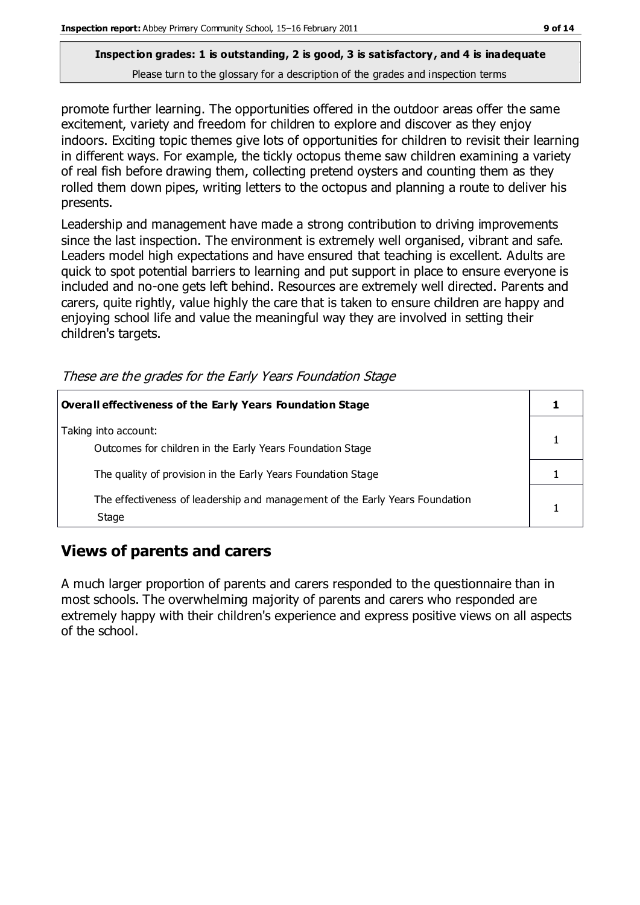**Inspection grades: 1 is outstanding, 2 is good, 3 is satisfactory, and 4 is inadequate**
Please turn to the glossary for a description of the grades and inspection terms

promote further learning. The opportunities offered in the outdoor areas offer the same excitement, variety and freedom for children to explore and discover as they enjoy indoors. Exciting topic themes give lots of opportunities for children to revisit their learning in different ways. For example, the tickly octopus theme saw children examining a variety of real fish before drawing them, collecting pretend oysters and counting them as they rolled them down pipes, writing letters to the octopus and planning a route to deliver his presents.

Leadership and management have made a strong contribution to driving improvements since the last inspection. The environment is extremely well organised, vibrant and safe. Leaders model high expectations and have ensured that teaching is excellent. Adults are quick to spot potential barriers to learning and put support in place to ensure everyone is included and no-one gets left behind. Resources are extremely well directed. Parents and carers, quite rightly, value highly the care that is taken to ensure children are happy and enjoying school life and value the meaningful way they are involved in setting their children's targets.

*These are the grades for the Early Years Foundation Stage*

| **Overall effectiveness of the Early Years Foundation Stage** | **1** |
|---|---|
| Taking into account:<br>Outcomes for children in the Early Years Foundation Stage | 1 |
| The quality of provision in the Early Years Foundation Stage | 1 |
| The effectiveness of leadership and management of the Early Years Foundation Stage | 1 |

## Views of parents and carers

A much larger proportion of parents and carers responded to the questionnaire than in most schools. The overwhelming majority of parents and carers who responded are extremely happy with their children's experience and express positive views on all aspects of the school.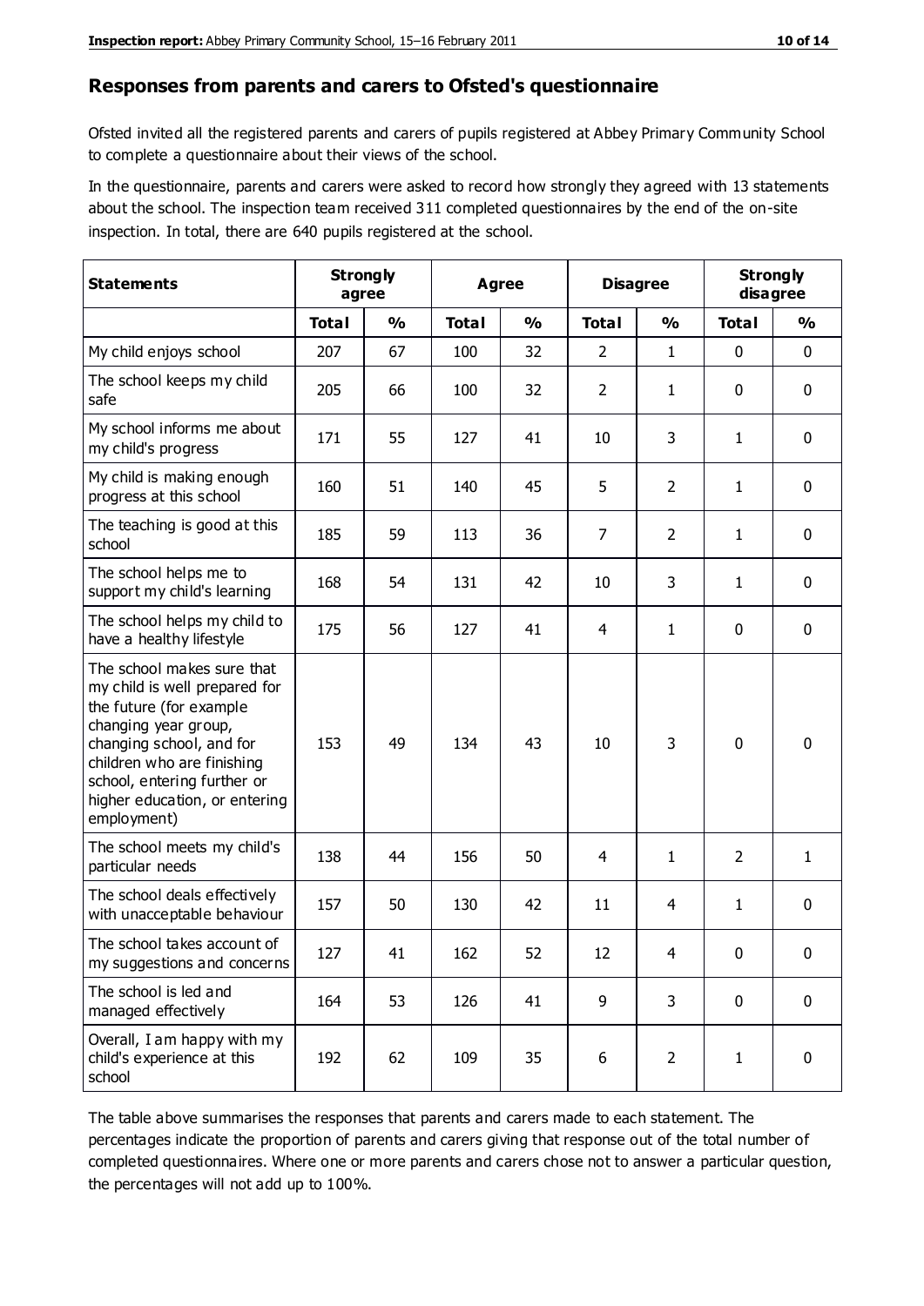## Responses from parents and carers to Ofsted's questionnaire

Ofsted invited all the registered parents and carers of pupils registered at Abbey Primary Community School to complete a questionnaire about their views of the school.

In the questionnaire, parents and carers were asked to record how strongly they agreed with 13 statements about the school. The inspection team received 311 completed questionnaires by the end of the on-site inspection. In total, there are 640 pupils registered at the school.

| Statements | Strongly agree | | Agree | | Disagree | | Strongly disagree | |
|---|---|---|---|---|---|---|---|---|
| | Total | % | Total | % | Total | % | Total | % |
| My child enjoys school | 207 | 67 | 100 | 32 | 2 | 1 | 0 | 0 |
| The school keeps my child safe | 205 | 66 | 100 | 32 | 2 | 1 | 0 | 0 |
| My school informs me about my child's progress | 171 | 55 | 127 | 41 | 10 | 3 | 1 | 0 |
| My child is making enough progress at this school | 160 | 51 | 140 | 45 | 5 | 2 | 1 | 0 |
| The teaching is good at this school | 185 | 59 | 113 | 36 | 7 | 2 | 1 | 0 |
| The school helps me to support my child's learning | 168 | 54 | 131 | 42 | 10 | 3 | 1 | 0 |
| The school helps my child to have a healthy lifestyle | 175 | 56 | 127 | 41 | 4 | 1 | 0 | 0 |
| The school makes sure that my child is well prepared for the future (for example changing year group, changing school, and for children who are finishing school, entering further or higher education, or entering employment) | 153 | 49 | 134 | 43 | 10 | 3 | 0 | 0 |
| The school meets my child's particular needs | 138 | 44 | 156 | 50 | 4 | 1 | 2 | 1 |
| The school deals effectively with unacceptable behaviour | 157 | 50 | 130 | 42 | 11 | 4 | 1 | 0 |
| The school takes account of my suggestions and concerns | 127 | 41 | 162 | 52 | 12 | 4 | 0 | 0 |
| The school is led and managed effectively | 164 | 53 | 126 | 41 | 9 | 3 | 0 | 0 |
| Overall, I am happy with my child's experience at this school | 192 | 62 | 109 | 35 | 6 | 2 | 1 | 0 |

The table above summarises the responses that parents and carers made to each statement. The percentages indicate the proportion of parents and carers giving that response out of the total number of completed questionnaires. Where one or more parents and carers chose not to answer a particular question, the percentages will not add up to 100%.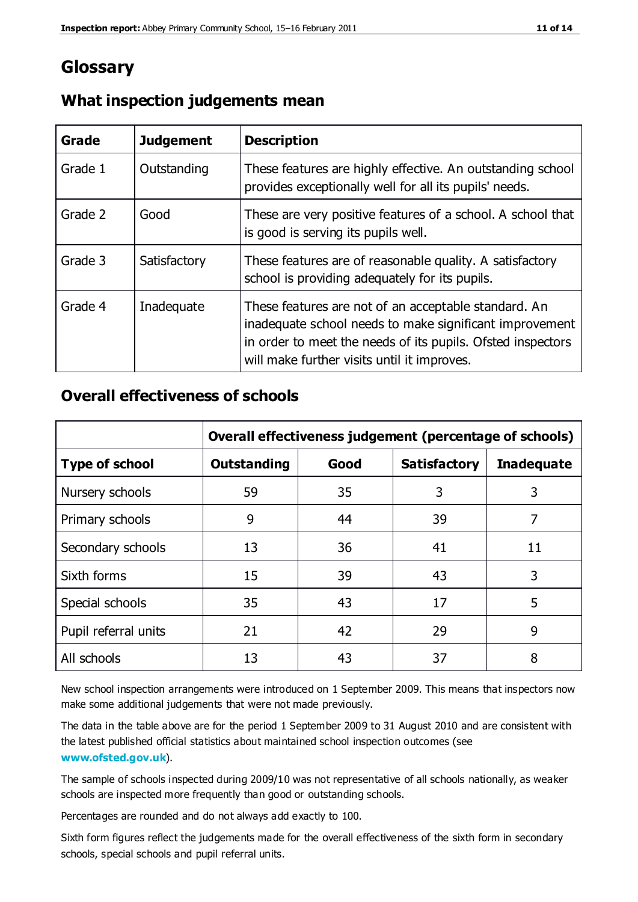# Glossary

## What inspection judgements mean

| Grade | Judgement | Description |
|---|---|---|
| Grade 1 | Outstanding | These features are highly effective. An outstanding school provides exceptionally well for all its pupils' needs. |
| Grade 2 | Good | These are very positive features of a school. A school that is good is serving its pupils well. |
| Grade 3 | Satisfactory | These features are of reasonable quality. A satisfactory school is providing adequately for its pupils. |
| Grade 4 | Inadequate | These features are not of an acceptable standard. An inadequate school needs to make significant improvement in order to meet the needs of its pupils. Ofsted inspectors will make further visits until it improves. |

## Overall effectiveness of schools

| | Overall effectiveness judgement (percentage of schools) | | | |
|---|---|---|---|---|
| **Type of school** | **Outstanding** | **Good** | **Satisfactory** | **Inadequate** |
| Nursery schools | 59 | 35 | 3 | 3 |
| Primary schools | 9 | 44 | 39 | 7 |
| Secondary schools | 13 | 36 | 41 | 11 |
| Sixth forms | 15 | 39 | 43 | 3 |
| Special schools | 35 | 43 | 17 | 5 |
| Pupil referral units | 21 | 42 | 29 | 9 |
| All schools | 13 | 43 | 37 | 8 |

New school inspection arrangements were introduced on 1 September 2009. This means that inspectors now make some additional judgements that were not made previously.

The data in the table above are for the period 1 September 2009 to 31 August 2010 and are consistent with the latest published official statistics about maintained school inspection outcomes (see **www.ofsted.gov.uk**).

The sample of schools inspected during 2009/10 was not representative of all schools nationally, as weaker schools are inspected more frequently than good or outstanding schools.

Percentages are rounded and do not always add exactly to 100.

Sixth form figures reflect the judgements made for the overall effectiveness of the sixth form in secondary schools, special schools and pupil referral units.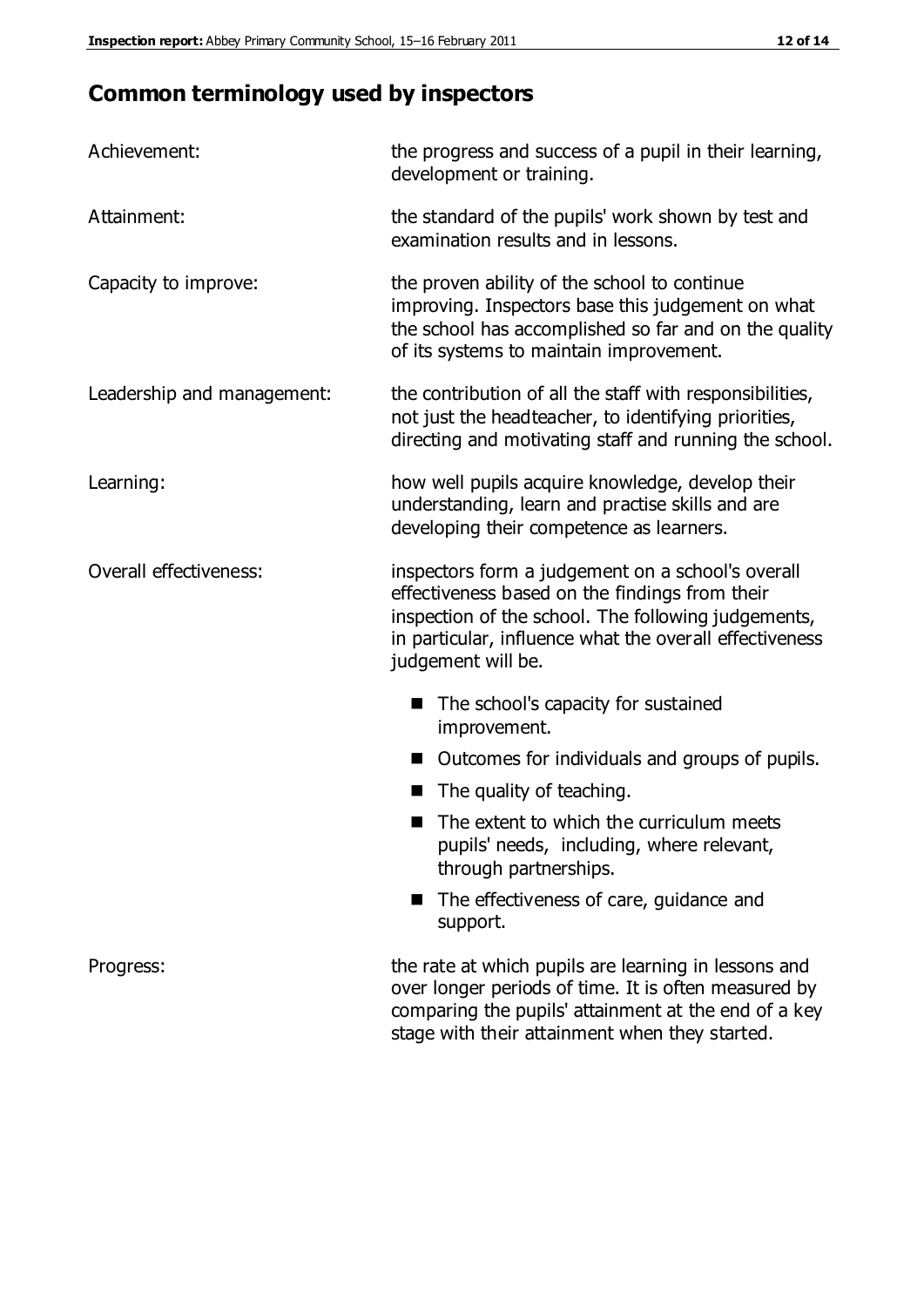## Common terminology used by inspectors

**Achievement:** the progress and success of a pupil in their learning, development or training.

**Attainment:** the standard of the pupils' work shown by test and examination results and in lessons.

**Capacity to improve:** the proven ability of the school to continue improving. Inspectors base this judgement on what the school has accomplished so far and on the quality of its systems to maintain improvement.

**Leadership and management:** the contribution of all the staff with responsibilities, not just the headteacher, to identifying priorities, directing and motivating staff and running the school.

**Learning:** how well pupils acquire knowledge, develop their understanding, learn and practise skills and are developing their competence as learners.

**Overall effectiveness:** inspectors form a judgement on a school's overall effectiveness based on the findings from their inspection of the school. The following judgements, in particular, influence what the overall effectiveness judgement will be.

- The school's capacity for sustained improvement.
- Outcomes for individuals and groups of pupils.
- The quality of teaching.
- The extent to which the curriculum meets pupils' needs, including, where relevant, through partnerships.
- The effectiveness of care, guidance and support.

**Progress:** the rate at which pupils are learning in lessons and over longer periods of time. It is often measured by comparing the pupils' attainment at the end of a key stage with their attainment when they started.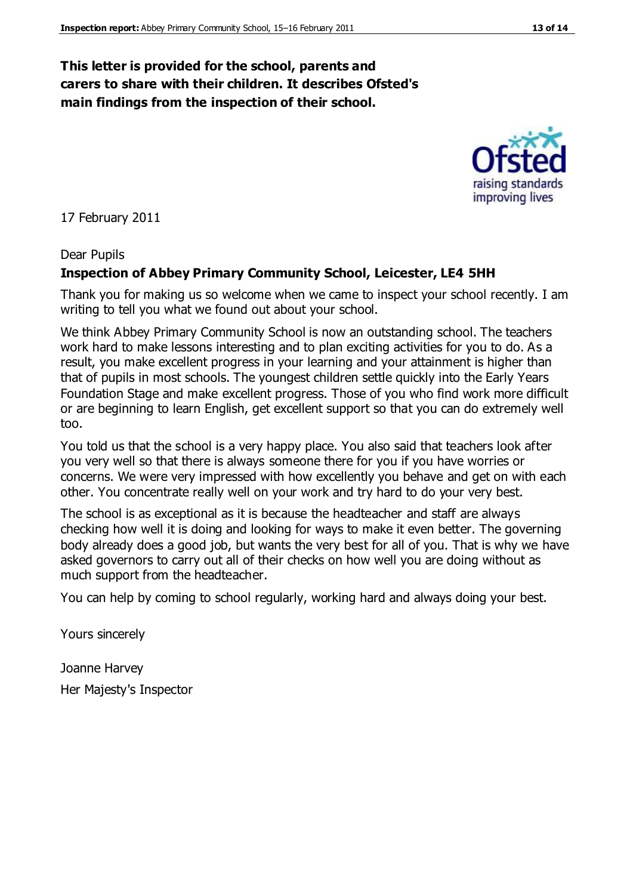**This letter is provided for the school, parents and carers to share with their children. It describes Ofsted's main findings from the inspection of their school.**

17 February 2011

Dear Pupils

**Inspection of Abbey Primary Community School, Leicester, LE4 5HH**

Thank you for making us so welcome when we came to inspect your school recently. I am writing to tell you what we found out about your school.

We think Abbey Primary Community School is now an outstanding school. The teachers work hard to make lessons interesting and to plan exciting activities for you to do. As a result, you make excellent progress in your learning and your attainment is higher than that of pupils in most schools. The youngest children settle quickly into the Early Years Foundation Stage and make excellent progress. Those of you who find work more difficult or are beginning to learn English, get excellent support so that you can do extremely well too.

You told us that the school is a very happy place. You also said that teachers look after you very well so that there is always someone there for you if you have worries or concerns. We were very impressed with how excellently you behave and get on with each other. You concentrate really well on your work and try hard to do your very best.

The school is as exceptional as it is because the headteacher and staff are always checking how well it is doing and looking for ways to make it even better. The governing body already does a good job, but wants the very best for all of you. That is why we have asked governors to carry out all of their checks on how well you are doing without as much support from the headteacher.

You can help by coming to school regularly, working hard and always doing your best.

Yours sincerely

Joanne Harvey
Her Majesty's Inspector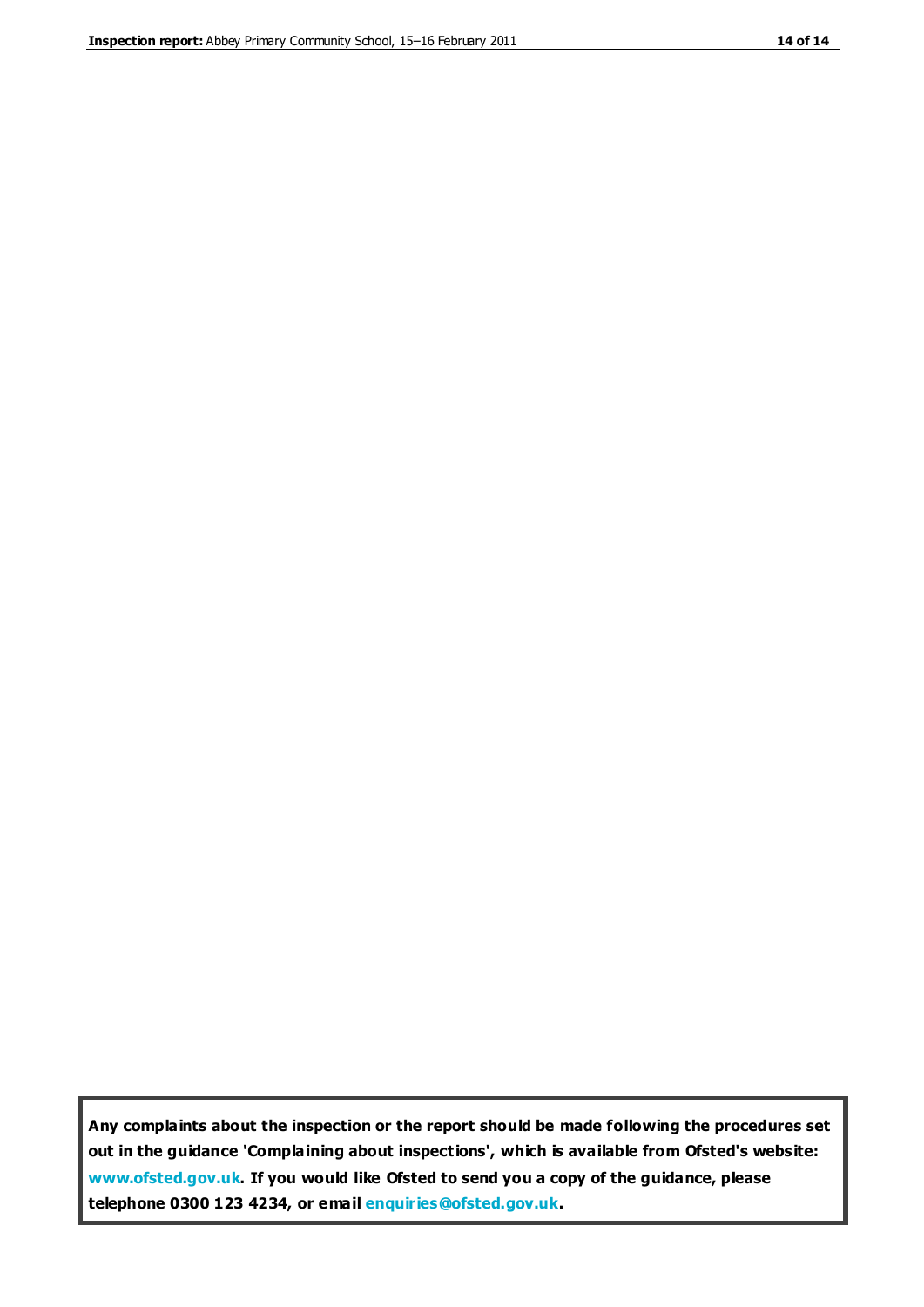**Any complaints about the inspection or the report should be made following the procedures set out in the guidance 'Complaining about inspections', which is available from Ofsted's website: www.ofsted.gov.uk. If you would like Ofsted to send you a copy of the guidance, please telephone 0300 123 4234, or email enquiries@ofsted.gov.uk.**